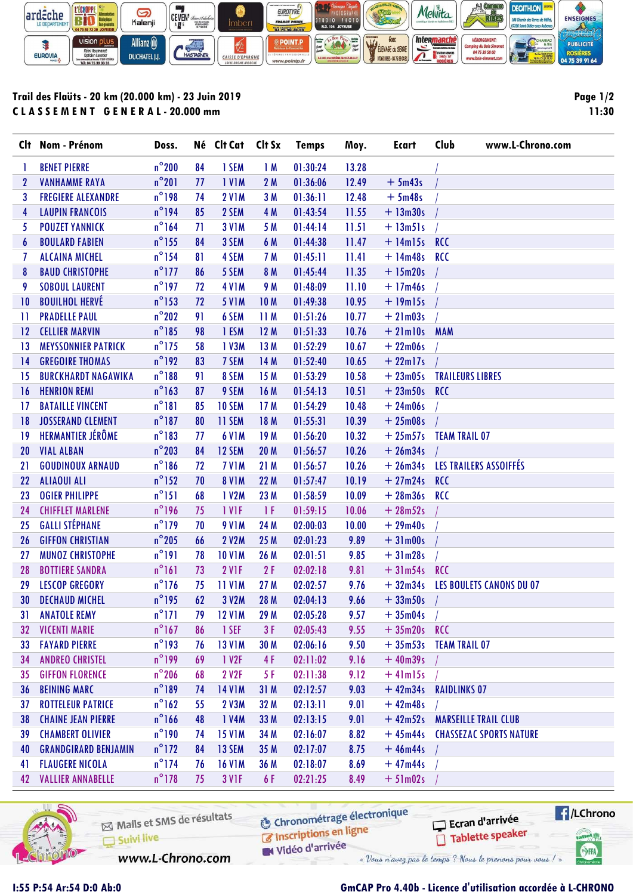**Trail des Flaüts - 20 km (20.000 km) - 23 Juin 2019**

**CLASSEMENT GENERAL - 20.000 mm**

Page 1/2
11:30

| Clt | Nom - Prénom | Doss. | Né | Clt Cat | Clt Sx | Temps | Moy. | Ecart | Club | www.L-Chrono.com |
|---|---|---|---|---|---|---|---|---|---|---|
| 1 | BENET PIERRE | n°200 | 84 | 1 SEM | 1 M | 01:30:24 | 13.28 | | / | |
| 2 | VANHAMME RAYA | n°201 | 77 | 1 V1M | 2 M | 01:36:06 | 12.49 | + 5m43s | / | |
| 3 | FREGIERE ALEXANDRE | n°198 | 74 | 2 V1M | 3 M | 01:36:11 | 12.48 | + 5m48s | / | |
| 4 | LAUPIN FRANCOIS | n°194 | 85 | 2 SEM | 4 M | 01:43:54 | 11.55 | + 13m30s | / | |
| 5 | POUZET YANNICK | n°164 | 71 | 3 V1M | 5 M | 01:44:14 | 11.51 | + 13m51s | / | |
| 6 | BOULARD FABIEN | n°155 | 84 | 3 SEM | 6 M | 01:44:38 | 11.47 | + 14m15s | RCC | |
| 7 | ALCAINA MICHEL | n°154 | 81 | 4 SEM | 7 M | 01:45:11 | 11.41 | + 14m48s | RCC | |
| 8 | BAUD CHRISTOPHE | n°177 | 86 | 5 SEM | 8 M | 01:45:44 | 11.35 | + 15m20s | / | |
| 9 | SOBOUL LAURENT | n°197 | 72 | 4 V1M | 9 M | 01:48:09 | 11.10 | + 17m46s | / | |
| 10 | BOUILHOL HERVÉ | n°153 | 72 | 5 V1M | 10 M | 01:49:38 | 10.95 | + 19m15s | / | |
| 11 | PRADELLE PAUL | n°202 | 91 | 6 SEM | 11 M | 01:51:26 | 10.77 | + 21m03s | / | |
| 12 | CELLIER MARVIN | n°185 | 98 | 1 ESM | 12 M | 01:51:33 | 10.76 | + 21m10s | MAM | |
| 13 | MEYSSONNIER PATRICK | n°175 | 58 | 1 V3M | 13 M | 01:52:29 | 10.67 | + 22m06s | / | |
| 14 | GREGOIRE THOMAS | n°192 | 83 | 7 SEM | 14 M | 01:52:40 | 10.65 | + 22m17s | / | |
| 15 | BURCKHARDT NAGAWIKA | n°188 | 91 | 8 SEM | 15 M | 01:53:29 | 10.58 | + 23m05s | TRAILEURS LIBRES | |
| 16 | HENRION REMI | n°163 | 87 | 9 SEM | 16 M | 01:54:13 | 10.51 | + 23m50s | RCC | |
| 17 | BATAILLE VINCENT | n°181 | 85 | 10 SEM | 17 M | 01:54:29 | 10.48 | + 24m06s | / | |
| 18 | JOSSERAND CLEMENT | n°187 | 80 | 11 SEM | 18 M | 01:55:31 | 10.39 | + 25m08s | / | |
| 19 | HERMANTIER JÉRÔME | n°183 | 77 | 6 V1M | 19 M | 01:56:20 | 10.32 | + 25m57s | TEAM TRAIL 07 | |
| 20 | VIAL ALBAN | n°203 | 84 | 12 SEM | 20 M | 01:56:57 | 10.26 | + 26m34s | / | |
| 21 | GOUDINOUX ARNAUD | n°186 | 72 | 7 V1M | 21 M | 01:56:57 | 10.26 | + 26m34s | LES TRAILERS ASSOIFFÉS | |
| 22 | ALIAOUI ALI | n°152 | 70 | 8 V1M | 22 M | 01:57:47 | 10.19 | + 27m24s | RCC | |
| 23 | OGIER PHILIPPE | n°151 | 68 | 1 V2M | 23 M | 01:58:59 | 10.09 | + 28m36s | RCC | |
| 24 | CHIFFLET MARLENE | n°196 | 75 | 1 V1F | 1 F | 01:59:15 | 10.06 | + 28m52s | / | |
| 25 | GALLI STÉPHANE | n°179 | 70 | 9 V1M | 24 M | 02:00:03 | 10.00 | + 29m40s | / | |
| 26 | GIFFON CHRISTIAN | n°205 | 66 | 2 V2M | 25 M | 02:01:23 | 9.89 | + 31m00s | / | |
| 27 | MUNOZ CHRISTOPHE | n°191 | 78 | 10 V1M | 26 M | 02:01:51 | 9.85 | + 31m28s | / | |
| 28 | BOTTIERE SANDRA | n°161 | 73 | 2 V1F | 2 F | 02:02:18 | 9.81 | + 31m54s | RCC | |
| 29 | LESCOP GREGORY | n°176 | 75 | 11 V1M | 27 M | 02:02:57 | 9.76 | + 32m34s | LES BOULETS CANONS DU 07 | |
| 30 | DECHAUD MICHEL | n°195 | 62 | 3 V2M | 28 M | 02:04:13 | 9.66 | + 33m50s | / | |
| 31 | ANATOLE REMY | n°171 | 79 | 12 V1M | 29 M | 02:05:28 | 9.57 | + 35m04s | / | |
| 32 | VICENTI MARIE | n°167 | 86 | 1 SEF | 3 F | 02:05:43 | 9.55 | + 35m20s | RCC | |
| 33 | FAYARD PIERRE | n°193 | 76 | 13 V1M | 30 M | 02:06:16 | 9.50 | + 35m53s | TEAM TRAIL 07 | |
| 34 | ANDREO CHRISTEL | n°199 | 69 | 1 V2F | 4 F | 02:11:02 | 9.16 | + 40m39s | / | |
| 35 | GIFFON FLORENCE | n°206 | 68 | 2 V2F | 5 F | 02:11:38 | 9.12 | + 41m15s | / | |
| 36 | BEINING MARC | n°189 | 74 | 14 V1M | 31 M | 02:12:57 | 9.03 | + 42m34s | RAIDLINKS 07 | |
| 37 | ROTTELEUR PATRICE | n°162 | 55 | 2 V3M | 32 M | 02:13:11 | 9.01 | + 42m48s | / | |
| 38 | CHAINE JEAN PIERRE | n°166 | 48 | 1 V4M | 33 M | 02:13:15 | 9.01 | + 42m52s | MARSEILLE TRAIL CLUB | |
| 39 | CHAMBERT OLIVIER | n°190 | 74 | 15 V1M | 34 M | 02:16:07 | 8.82 | + 45m44s | CHASSEZAC SPORTS NATURE | |
| 40 | GRANDGIRARD BENJAMIN | n°172 | 84 | 13 SEM | 35 M | 02:17:07 | 8.75 | + 46m44s | / | |
| 41 | FLAUGERE NICOLA | n°174 | 76 | 16 V1M | 36 M | 02:18:07 | 8.69 | + 47m44s | / | |
| 42 | VALLIER ANNABELLE | n°178 | 75 | 3 V1F | 6 F | 02:21:25 | 8.49 | + 51m02s | / | |

Mails et SMS de résultats — Suivi live — www.L-Chrono.com — Chronométrage électronique — Inscriptions en ligne — Vidéo d'arrivée — Ecran d'arrivée — Tablette speaker — /LChrono

« Vous n'avez pas le temps ? Nous le prenons pour vous ! »

I:55 P:54 Ar:54 D:0 Ab:0

GmCAP Pro 4.40b - Licence d'utilisation accordée à L-CHRONO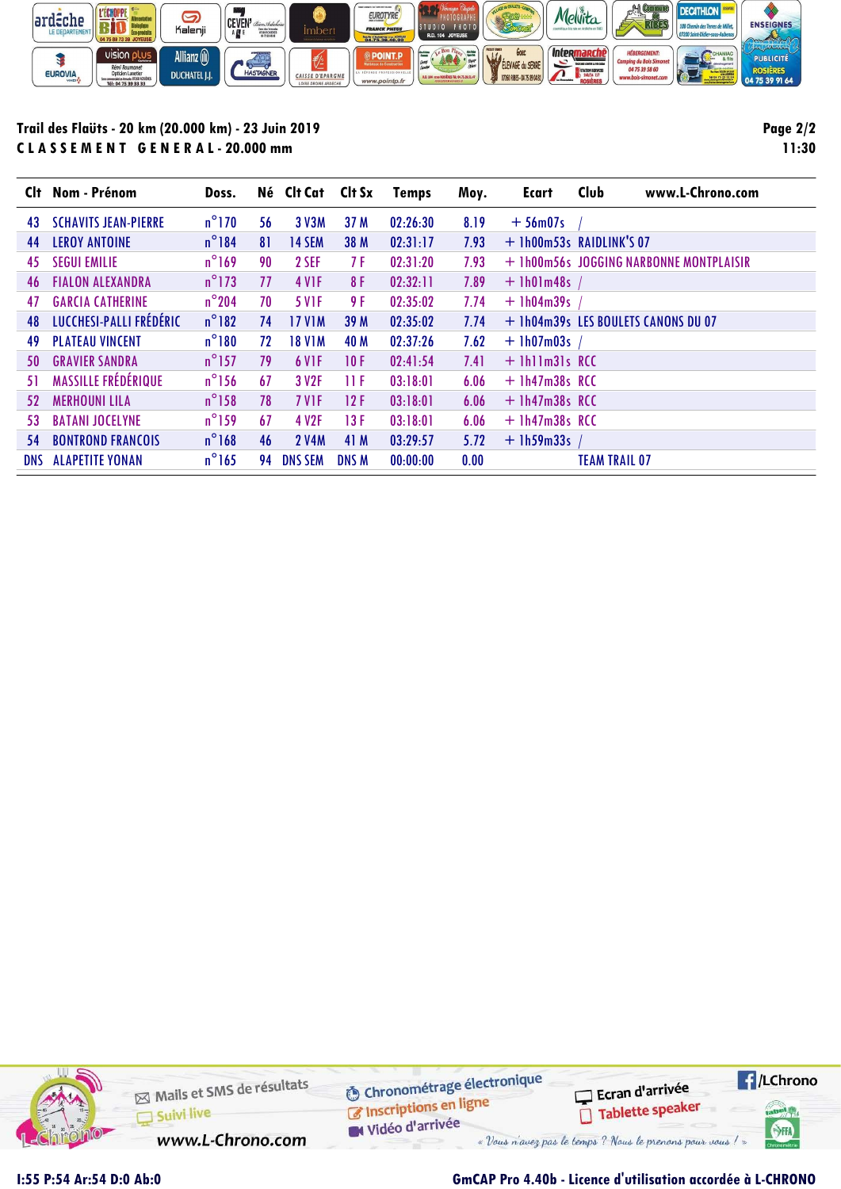Trail des Flaüts - 20 km (20.000 km) - 23 Juin 2019

C L A S S E M E N T   G E N E R A L - 20.000 mm

Page 2/2
11:30

| Clt | Nom - Prénom | Doss. | Né | Clt Cat | Clt Sx | Temps | Moy. | Ecart | Club www.L-Chrono.com |
|---|---|---|---|---|---|---|---|---|---|
| 43 | SCHAVITS JEAN-PIERRE | n°170 | 56 | 3 V3M | 37 M | 02:26:30 | 8.19 | + 56m07s | / |
| 44 | LEROY ANTOINE | n°184 | 81 | 14 SEM | 38 M | 02:31:17 | 7.93 | + 1h00m53s | RAIDLINK'S 07 |
| 45 | SEGUI EMILIE | n°169 | 90 | 2 SEF | 7 F | 02:31:20 | 7.93 | + 1h00m56s | JOGGING NARBONNE MONTPLAISIR |
| 46 | FIALON ALEXANDRA | n°173 | 77 | 4 V1F | 8 F | 02:32:11 | 7.89 | + 1h01m48s | / |
| 47 | GARCIA CATHERINE | n°204 | 70 | 5 V1F | 9 F | 02:35:02 | 7.74 | + 1h04m39s | / |
| 48 | LUCCHESI-PALLI FRÉDÉRIC | n°182 | 74 | 17 V1M | 39 M | 02:35:02 | 7.74 | + 1h04m39s | LES BOULETS CANONS DU 07 |
| 49 | PLATEAU VINCENT | n°180 | 72 | 18 V1M | 40 M | 02:37:26 | 7.62 | + 1h07m03s | / |
| 50 | GRAVIER SANDRA | n°157 | 79 | 6 V1F | 10 F | 02:41:54 | 7.41 | + 1h11m31s | RCC |
| 51 | MASSILLE FRÉDÉRIQUE | n°156 | 67 | 3 V2F | 11 F | 03:18:01 | 6.06 | + 1h47m38s | RCC |
| 52 | MERHOUNI LILA | n°158 | 78 | 7 V1F | 12 F | 03:18:01 | 6.06 | + 1h47m38s | RCC |
| 53 | BATANI JOCELYNE | n°159 | 67 | 4 V2F | 13 F | 03:18:01 | 6.06 | + 1h47m38s | RCC |
| 54 | BONTROND FRANCOIS | n°168 | 46 | 2 V4M | 41 M | 03:29:57 | 5.72 | + 1h59m33s | / |
| DNS | ALAPETITE YONAN | n°165 | 94 | DNS SEM | DNS M | 00:00:00 | 0.00 | | TEAM TRAIL 07 |

I:55 P:54 Ar:54 D:0 Ab:0

GmCAP Pro 4.40b - Licence d'utilisation accordée à L-CHRONO